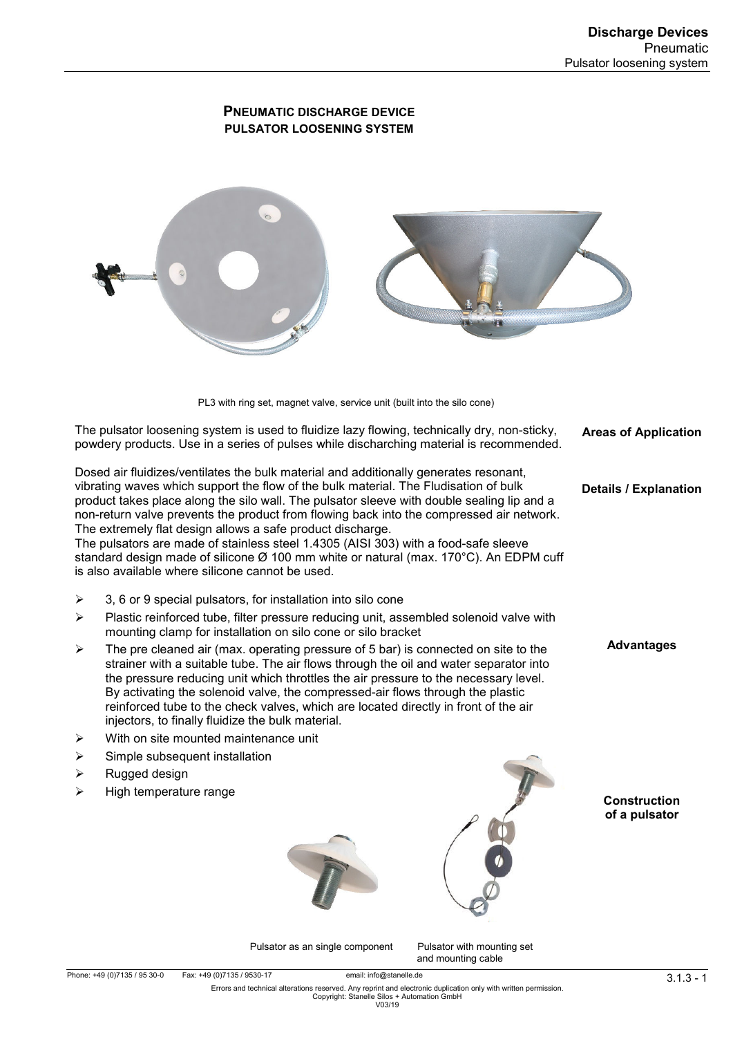# PNEUMATIC DISCHARGE DEVICE
## PULSATOR LOOSENING SYSTEM

PL3 with ring set, magnet valve, service unit (built into the silo cone)

**Areas of Application**

The pulsator loosening system is used to fluidize lazy flowing, technically dry, non-sticky, powdery products. Use in a series of pulses while discharching material is recommended.

**Details / Explanation**

Dosed air fluidizes/ventilates the bulk material and additionally generates resonant, vibrating waves which support the flow of the bulk material. The Fludisation of bulk product takes place along the silo wall. The pulsator sleeve with double sealing lip and a non-return valve prevents the product from flowing back into the compressed air network. The extremely flat design allows a safe product discharge.
The pulsators are made of stainless steel 1.4305 (AISI 303) with a food-safe sleeve standard design made of silicone Ø 100 mm white or natural (max. 170°C). An EDPM cuff is also available where silicone cannot be used.

**Advantages**

- 3, 6 or 9 special pulsators, for installation into silo cone
- Plastic reinforced tube, filter pressure reducing unit, assembled solenoid valve with mounting clamp for installation on silo cone or silo bracket
- The pre cleaned air (max. operating pressure of 5 bar) is connected on site to the strainer with a suitable tube. The air flows through the oil and water separator into the pressure reducing unit which throttles the air pressure to the necessary level. By activating the solenoid valve, the compressed-air flows through the plastic reinforced tube to the check valves, which are located directly in front of the air injectors, to finally fluidize the bulk material.
- With on site mounted maintenance unit
- Simple subsequent installation
- Rugged design
- High temperature range

**Construction of a pulsator**

Pulsator as an single component

Pulsator with mounting set and mounting cable

Phone: +49 (0)7135 / 95 30-0 Fax: +49 (0)7135 / 9530-17 email: info@stanelle.de

Errors and technical alterations reserved. Any reprint and electronic duplication only with written permission.
Copyright: Stanelle Silos + Automation GmbH
V03/19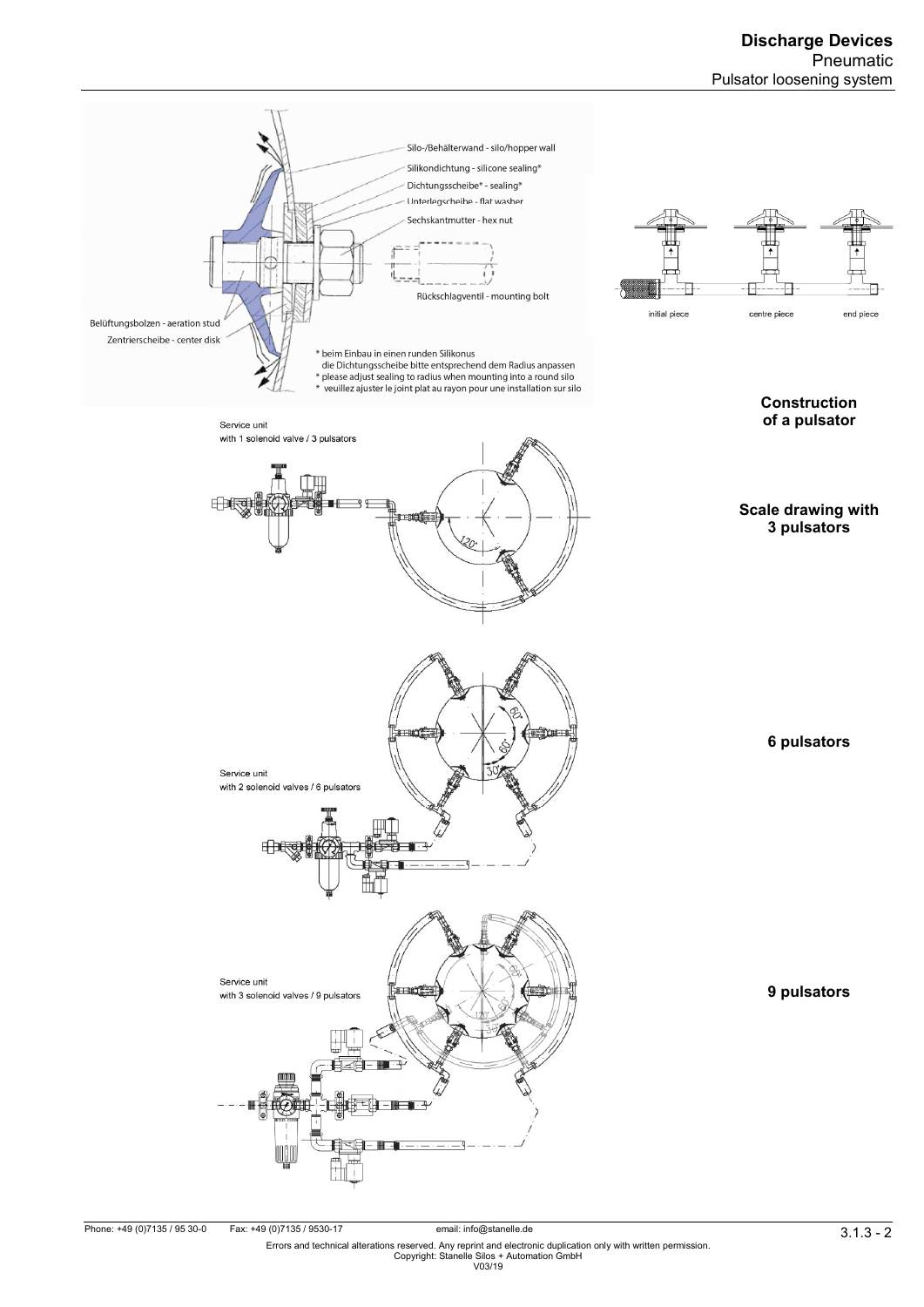Silo-/Behälterwand - silo/hopper wall

Silikondichtung - silicone sealing*

Dichtungsscheibe* - sealing*

Unterlegscheibe - flat washer

Sechskantmutter - hex nut

Rückschlagventil - mounting bolt

Belüftungsbolzen - aeration stud

Zentrierscheibe - center disk

* beim Einbau in einen runden Silikonus die Dichtungsscheibe bitte entsprechend dem Radius anpassen
* please adjust sealing to radius when mounting into a round silo
* veuillez ajuster le joint plat au rayon pour une installation sur silo

initial piece | centre piece | end piece

**Construction of a pulsator**

Service unit
with 1 solenoid valve / 3 pulsators

120°

**Scale drawing with 3 pulsators**

60°
60°
30°

**6 pulsators**

Service unit
with 2 solenoid valves / 6 pulsators

Service unit
with 3 solenoid valves / 9 pulsators

**9 pulsators**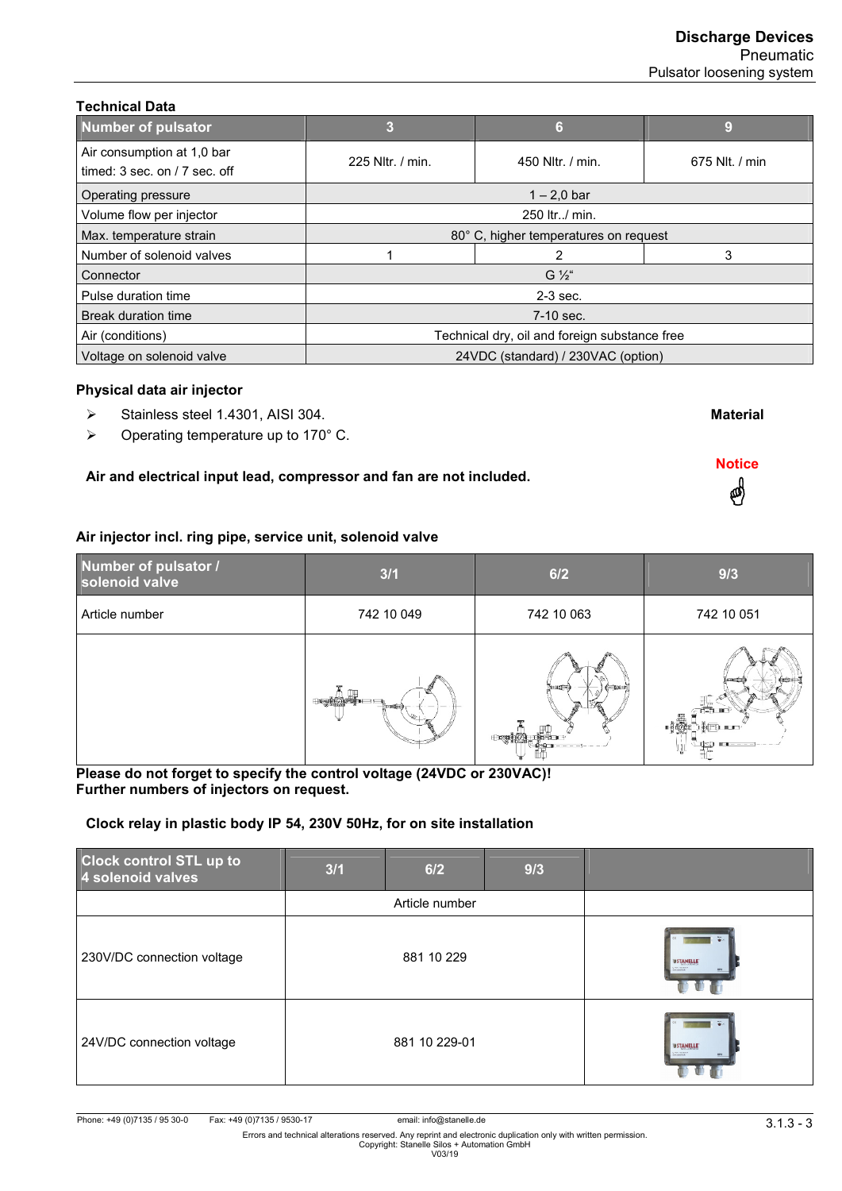## Technical Data

| Number of pulsator | 3 | 6 | 9 |
|---|---|---|---|
| Air consumption at 1,0 bar timed: 3 sec. on / 7 sec. off | 225 Nltr. / min. | 450 Nltr. / min. | 675 Nlt. / min |
| Operating pressure | 1 – 2,0 bar | | |
| Volume flow per injector | 250 ltr../ min. | | |
| Max. temperature strain | 80° C, higher temperatures on request | | |
| Number of solenoid valves | 1 | 2 | 3 |
| Connector | G ½“ | | |
| Pulse duration time | 2-3 sec. | | |
| Break duration time | 7-10 sec. | | |
| Air (conditions) | Technical dry, oil and foreign substance free | | |
| Voltage on solenoid valve | 24VDC (standard) / 230VAC (option) | | |

### Physical data air injector

**Material**

- Stainless steel 1.4301, AISI 304.
- Operating temperature up to 170° C.

**Notice**

**Air and electrical input lead, compressor and fan are not included.**

### Air injector incl. ring pipe, service unit, solenoid valve

| Number of pulsator / solenoid valve | 3/1 | 6/2 | 9/3 |
|---|---|---|---|
| Article number | 742 10 049 | 742 10 063 | 742 10 051 |
| | | | |

**Please do not forget to specify the control voltage (24VDC or 230VAC)!**
**Further numbers of injectors on request.**

### Clock relay in plastic body IP 54, 230V 50Hz, for on site installation

| Clock control STL up to 4 solenoid valves | 3/1 | 6/2 | 9/3 | |
|---|---|---|---|---|
| | Article number | | | |
| 230V/DC connection voltage | 881 10 229 | | | |
| 24V/DC connection voltage | 881 10 229-01 | | | |

Phone: +49 (0)7135 / 95 30-0 Fax: +49 (0)7135 / 9530-17 email: info@stanelle.de

Errors and technical alterations reserved. Any reprint and electronic duplication only with written permission.
Copyright: Stanelle Silos + Automation GmbH
V03/19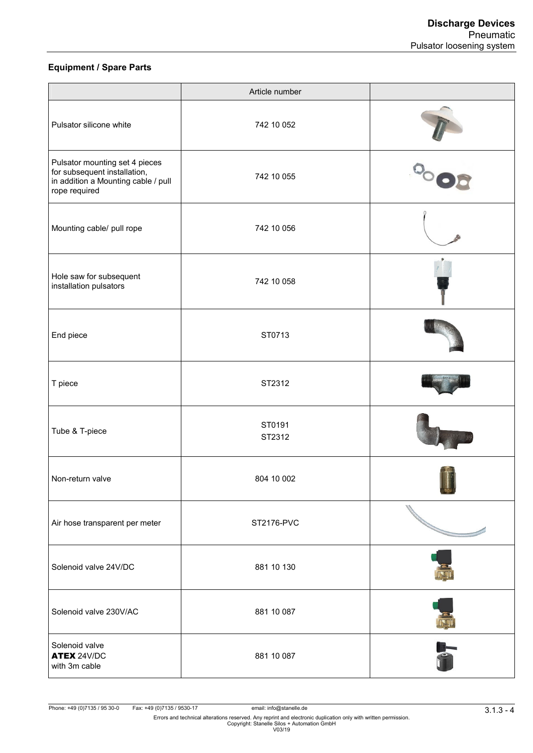## Equipment / Spare Parts

| | Article number | |
|---|---|---|
| Pulsator silicone white | 742 10 052 | |
| Pulsator mounting set 4 pieces for subsequent installation, in addition a Mounting cable / pull rope required | 742 10 055 | |
| Mounting cable/ pull rope | 742 10 056 | |
| Hole saw for subsequent installation pulsators | 742 10 058 | |
| End piece | ST0713 | |
| T piece | ST2312 | |
| Tube & T-piece | ST0191<br>ST2312 | |
| Non-return valve | 804 10 002 | |
| Air hose transparent per meter | ST2176-PVC | |
| Solenoid valve 24V/DC | 881 10 130 | |
| Solenoid valve 230V/AC | 881 10 087 | |
| Solenoid valve **ATEX** 24V/DC with 3m cable | 881 10 087 | |

Phone: +49 (0)7135 / 95 30-0 Fax: +49 (0)7135 / 9530-17 email: info@stanelle.de

Errors and technical alterations reserved. Any reprint and electronic duplication only with written permission.
Copyright: Stanelle Silos + Automation GmbH
V03/19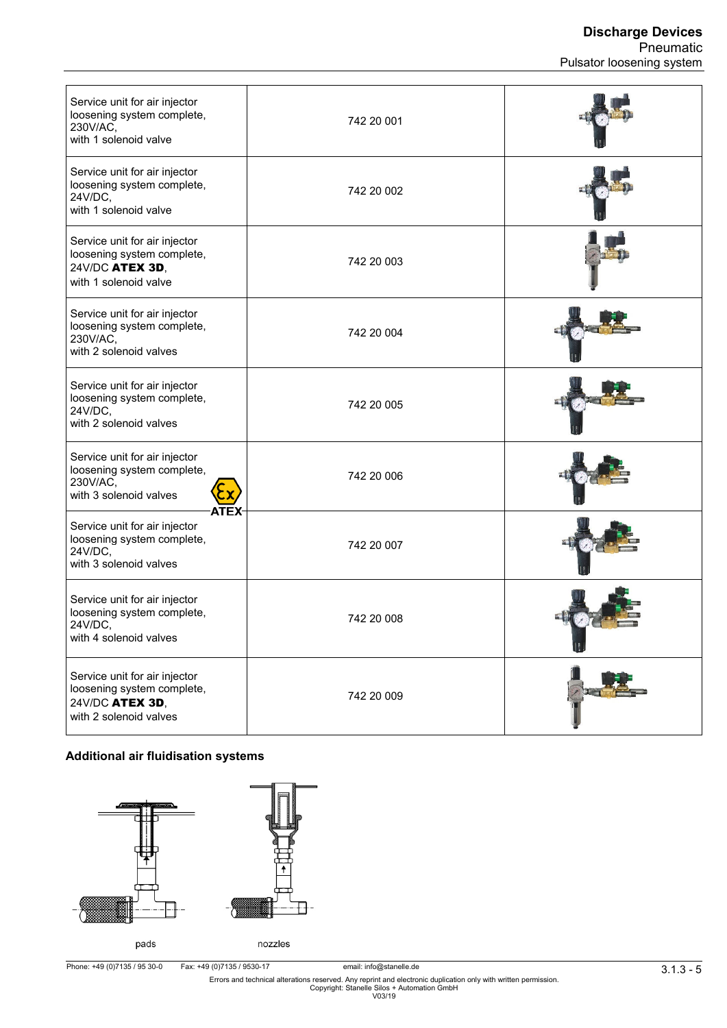| | | |
|---|---|---|
| Service unit for air injector loosening system complete, 230V/AC, with 1 solenoid valve | 742 20 001 | |
| Service unit for air injector loosening system complete, 24V/DC, with 1 solenoid valve | 742 20 002 | |
| Service unit for air injector loosening system complete, 24V/DC **ATEX 3D**, with 1 solenoid valve | 742 20 003 | |
| Service unit for air injector loosening system complete, 230V/AC, with 2 solenoid valves | 742 20 004 | |
| Service unit for air injector loosening system complete, 24V/DC, with 2 solenoid valves | 742 20 005 | |
| Service unit for air injector loosening system complete, 230V/AC, with 3 solenoid valves | 742 20 006 | |
| Service unit for air injector loosening system complete, 24V/DC, with 3 solenoid valves | 742 20 007 | |
| Service unit for air injector loosening system complete, 24V/DC, with 4 solenoid valves | 742 20 008 | |
| Service unit for air injector loosening system complete, 24V/DC **ATEX 3D**, with 2 solenoid valves | 742 20 009 | |

ATEX

### Additional air fluidisation systems

pads

nozzles

Phone: +49 (0)7135 / 95 30-0 Fax: +49 (0)7135 / 9530-17 email: info@stanelle.de

Errors and technical alterations reserved. Any reprint and electronic duplication only with written permission.
Copyright: Stanelle Silos + Automation GmbH
V03/19